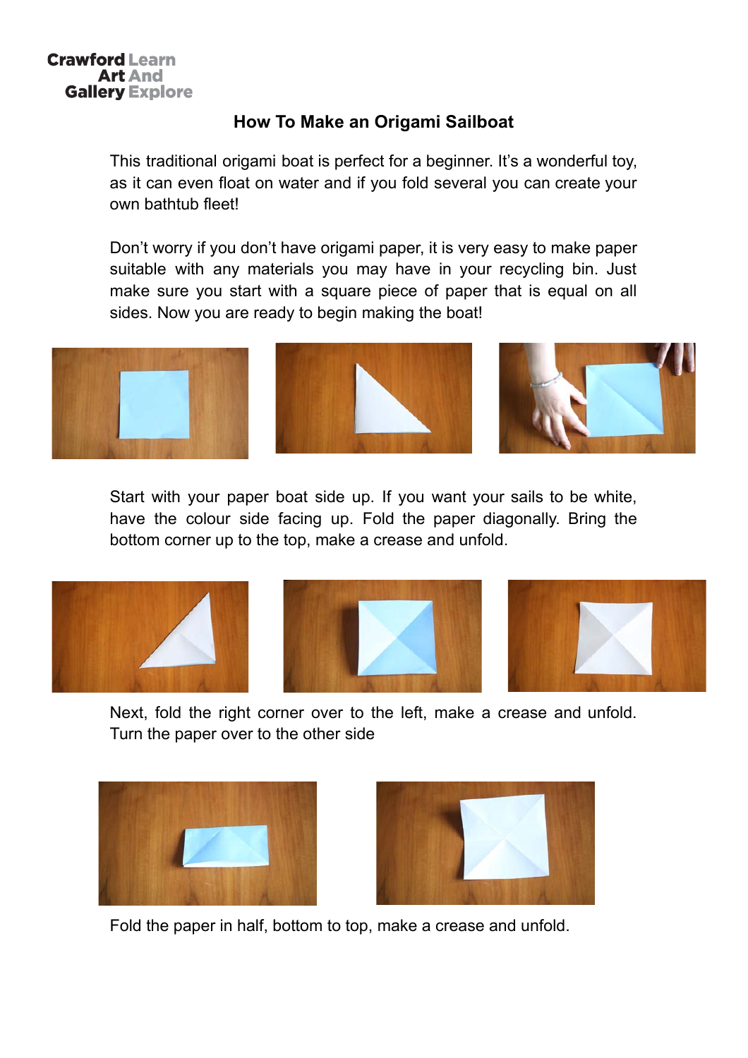Crawford Art Gallery Learn And Explore

# How To Make an Origami Sailboat

This traditional origami boat is perfect for a beginner. It's a wonderful toy, as it can even float on water and if you fold several you can create your own bathtub fleet!

Don't worry if you don't have origami paper, it is very easy to make paper suitable with any materials you may have in your recycling bin. Just make sure you start with a square piece of paper that is equal on all sides. Now you are ready to begin making the boat!

Start with your paper boat side up. If you want your sails to be white, have the colour side facing up. Fold the paper diagonally. Bring the bottom corner up to the top, make a crease and unfold.

Next, fold the right corner over to the left, make a crease and unfold. Turn the paper over to the other side

Fold the paper in half, bottom to top, make a crease and unfold.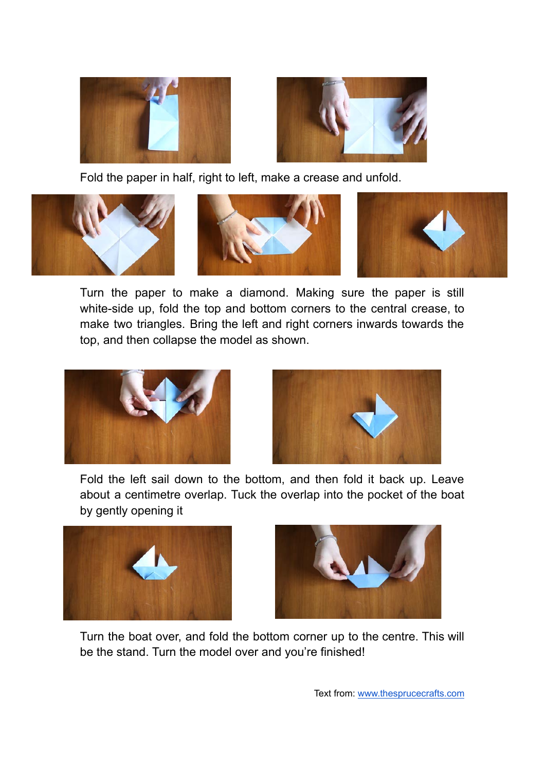Fold the paper in half, right to left, make a crease and unfold.

Turn the paper to make a diamond. Making sure the paper is still white-side up, fold the top and bottom corners to the central crease, to make two triangles. Bring the left and right corners inwards towards the top, and then collapse the model as shown.

Fold the left sail down to the bottom, and then fold it back up. Leave about a centimetre overlap. Tuck the overlap into the pocket of the boat by gently opening it

Turn the boat over, and fold the bottom corner up to the centre. This will be the stand. Turn the model over and you're finished!

Text from: [www.thesprucecrafts.com](http://www.thesprucecrafts.com)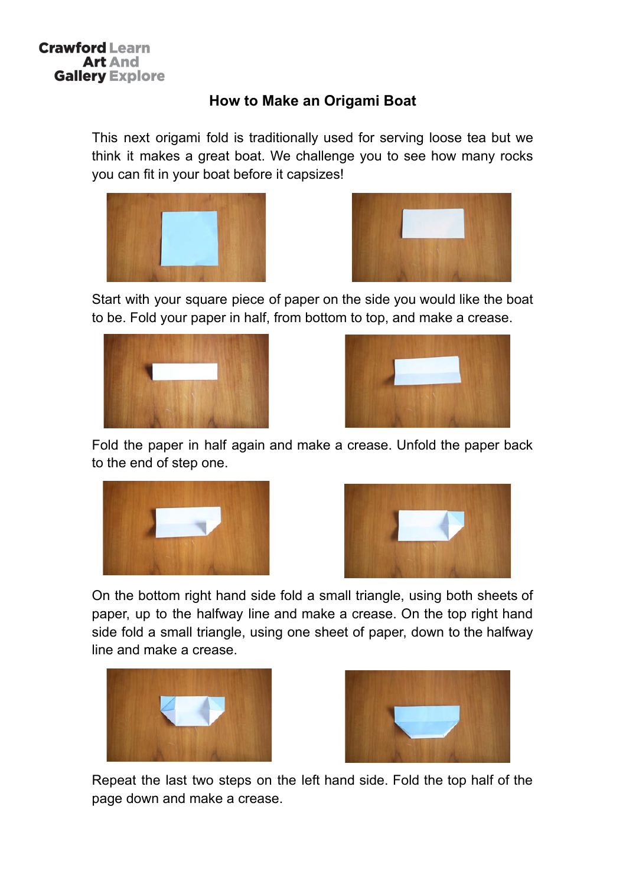Crawford Art Gallery
Learn And Explore

## How to Make an Origami Boat

This next origami fold is traditionally used for serving loose tea but we think it makes a great boat. We challenge you to see how many rocks you can fit in your boat before it capsizes!

Start with your square piece of paper on the side you would like the boat to be. Fold your paper in half, from bottom to top, and make a crease.

Fold the paper in half again and make a crease. Unfold the paper back to the end of step one.

On the bottom right hand side fold a small triangle, using both sheets of paper, up to the halfway line and make a crease. On the top right hand side fold a small triangle, using one sheet of paper, down to the halfway line and make a crease.

Repeat the last two steps on the left hand side. Fold the top half of the page down and make a crease.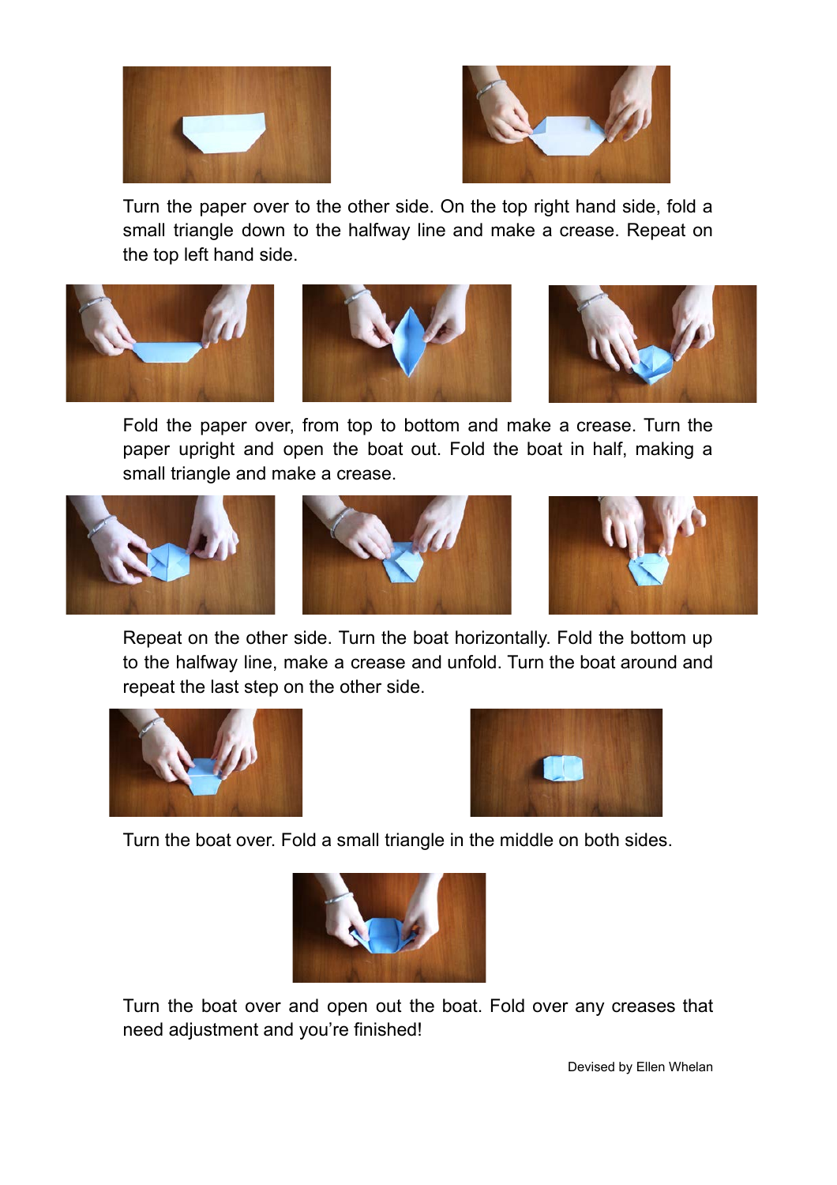Turn the paper over to the other side. On the top right hand side, fold a small triangle down to the halfway line and make a crease. Repeat on the top left hand side.

Fold the paper over, from top to bottom and make a crease. Turn the paper upright and open the boat out. Fold the boat in half, making a small triangle and make a crease.

Repeat on the other side. Turn the boat horizontally. Fold the bottom up to the halfway line, make a crease and unfold. Turn the boat around and repeat the last step on the other side.

Turn the boat over. Fold a small triangle in the middle on both sides.

Turn the boat over and open out the boat. Fold over any creases that need adjustment and you're finished!

Devised by Ellen Whelan